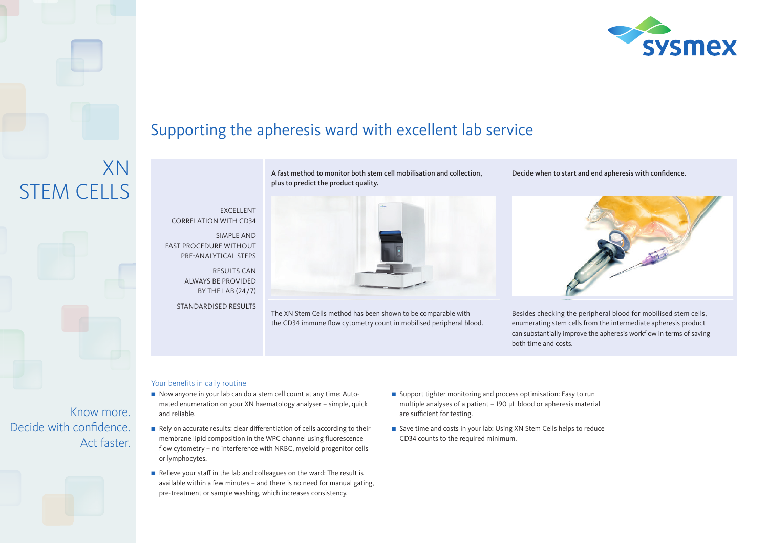# XN STEM CELLS

Know more.
Decide with confidence.
Act faster.

## Supporting the apheresis ward with excellent lab service

EXCELLENT CORRELATION WITH CD34

SIMPLE AND FAST PROCEDURE WITHOUT PRE-ANALYTICAL STEPS

RESULTS CAN ALWAYS BE PROVIDED BY THE LAB (24/7)

STANDARDISED RESULTS

**A fast method to monitor both stem cell mobilisation and collection, plus to predict the product quality.**

The XN Stem Cells method has been shown to be comparable with the CD34 immune flow cytometry count in mobilised peripheral blood.

**Decide when to start and end apheresis with confidence.**

Besides checking the peripheral blood for mobilised stem cells, enumerating stem cells from the intermediate apheresis product can substantially improve the apheresis workflow in terms of saving both time and costs.

### Your benefits in daily routine

- Now anyone in your lab can do a stem cell count at any time: Automated enumeration on your XN haematology analyser – simple, quick and reliable.
- Rely on accurate results: clear differentiation of cells according to their membrane lipid composition in the WPC channel using fluorescence flow cytometry – no interference with NRBC, myeloid progenitor cells or lymphocytes.
- Relieve your staff in the lab and colleagues on the ward: The result is available within a few minutes – and there is no need for manual gating, pre-treatment or sample washing, which increases consistency.
- Support tighter monitoring and process optimisation: Easy to run multiple analyses of a patient – 190 µL blood or apheresis material are sufficient for testing.
- Save time and costs in your lab: Using XN Stem Cells helps to reduce CD34 counts to the required minimum.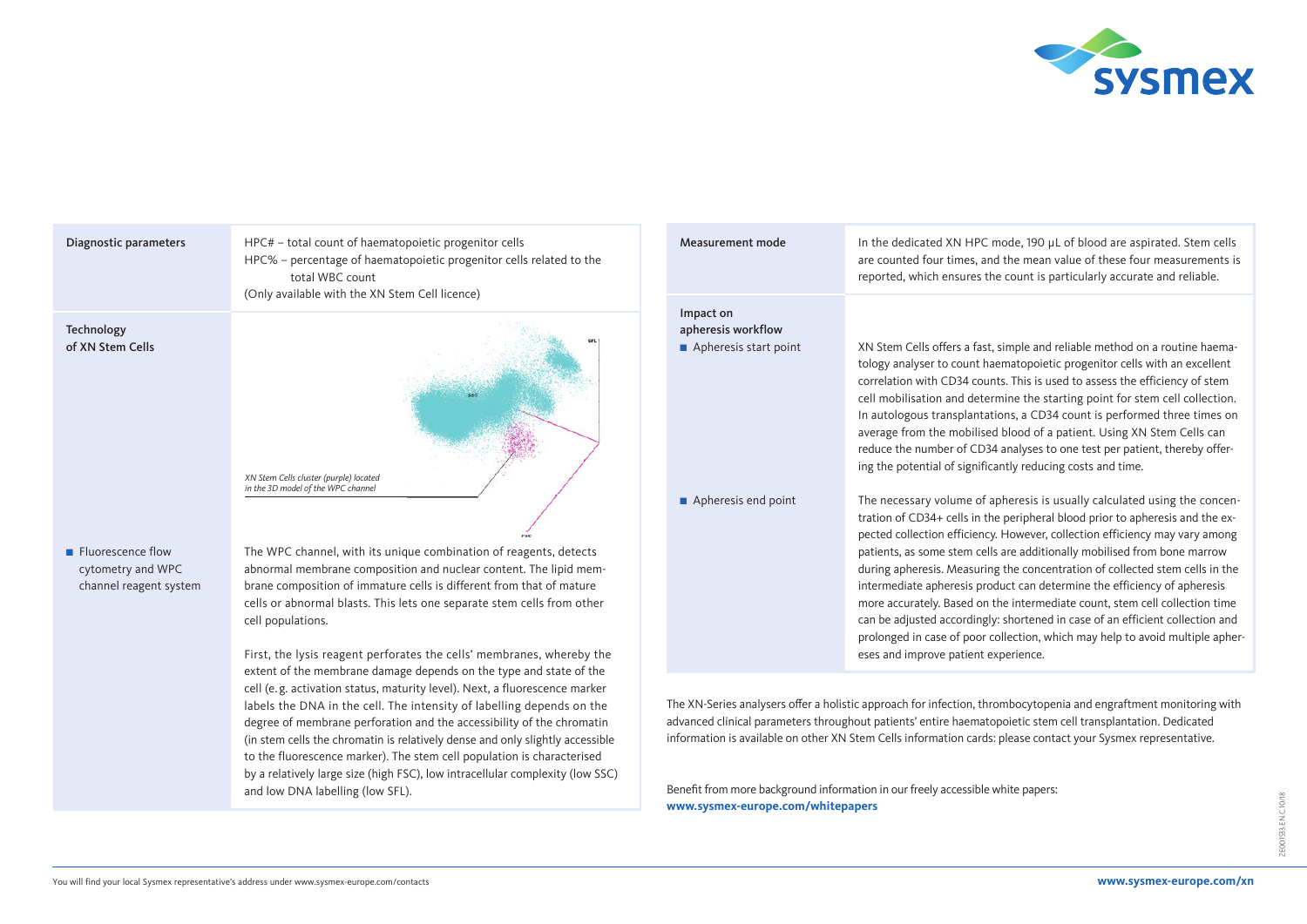| | |
|---|---|
| **Diagnostic parameters** | HPC# – total count of haematopoietic progenitor cells<br>HPC% – percentage of haematopoietic progenitor cells related to the total WBC count<br>(Only available with the XN Stem Cell licence) |
| **Technology of XN Stem Cells** | *XN Stem Cells cluster (purple) located in the 3D model of the WPC channel* |
| ■ Fluorescence flow cytometry and WPC channel reagent system | The WPC channel, with its unique combination of reagents, detects abnormal membrane composition and nuclear content. The lipid membrane composition of immature cells is different from that of mature cells or abnormal blasts. This lets one separate stem cells from other cell populations.<br><br>First, the lysis reagent perforates the cells' membranes, whereby the extent of the membrane damage depends on the type and state of the cell (e.g. activation status, maturity level). Next, a fluorescence marker labels the DNA in the cell. The intensity of labelling depends on the degree of membrane perforation and the accessibility of the chromatin (in stem cells the chromatin is relatively dense and only slightly accessible to the fluorescence marker). The stem cell population is characterised by a relatively large size (high FSC), low intracellular complexity (low SSC) and low DNA labelling (low SFL). |

| | |
|---|---|
| **Measurement mode** | In the dedicated XN HPC mode, 190 µL of blood are aspirated. Stem cells are counted four times, and the mean value of these four measurements is reported, which ensures the count is particularly accurate and reliable. |
| **Impact on apheresis workflow**<br>■ Apheresis start point | XN Stem Cells offers a fast, simple and reliable method on a routine haematology analyser to count haematopoietic progenitor cells with an excellent correlation with CD34 counts. This is used to assess the efficiency of stem cell mobilisation and determine the starting point for stem cell collection. In autologous transplantations, a CD34 count is performed three times on average from the mobilised blood of a patient. Using XN Stem Cells can reduce the number of CD34 analyses to one test per patient, thereby offering the potential of significantly reducing costs and time. |
| ■ Apheresis end point | The necessary volume of apheresis is usually calculated using the concentration of CD34+ cells in the peripheral blood prior to apheresis and the expected collection efficiency. However, collection efficiency may vary among patients, as some stem cells are additionally mobilised from bone marrow during apheresis. Measuring the concentration of collected stem cells in the intermediate apheresis product can determine the efficiency of apheresis more accurately. Based on the intermediate count, stem cell collection time can be adjusted accordingly: shortened in case of an efficient collection and prolonged in case of poor collection, which may help to avoid multiple aphereses and improve patient experience. |

The XN-Series analysers offer a holistic approach for infection, thrombocytopenia and engraftment monitoring with advanced clinical parameters throughout patients' entire haematopoietic stem cell transplantation. Dedicated information is available on other XN Stem Cells information cards: please contact your Sysmex representative.

Benefit from more background information in our freely accessible white papers:
**www.sysmex-europe.com/whitepapers**

ZE001533.EN.C.10/18

You will find your local Sysmex representative's address under www.sysmex-europe.com/contacts

**www.sysmex-europe.com/xn**